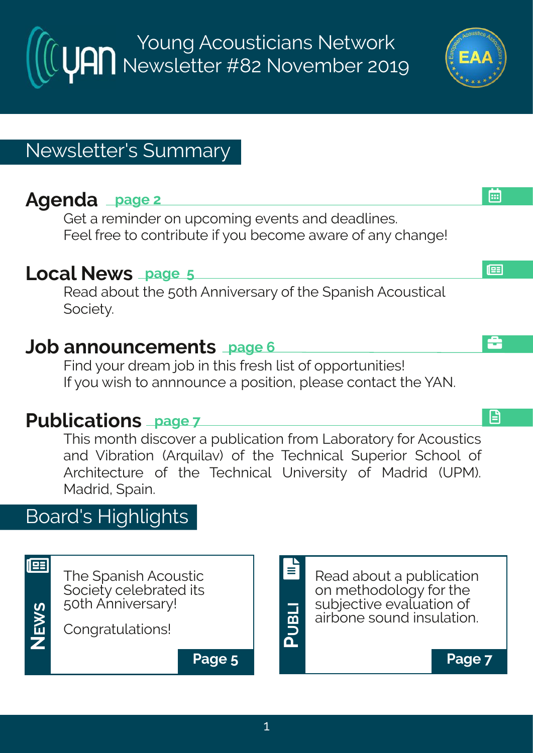# Young Acousticians Network Newsletter #82 November 2019

## Newsletter's Summary

### Agenda page 2

Get a reminder on upcoming events and deadlines.
Feel free to contribute if you become aware of any change!

### Local News page 5

Read about the 50th Anniversary of the Spanish Acoustical Society.

### Job announcements page 6

Find your dream job in this fresh list of opportunities!
If you wish to annnounce a position, please contact the YAN.

### Publications page 7

This month discover a publication from Laboratory for Acoustics and Vibration (Arquilav) of the Technical Superior School of Architecture of the Technical University of Madrid (UPM). Madrid, Spain.

## Board's Highlights

**NEWS**

The Spanish Acoustic Society celebrated its 50th Anniversary!

Congratulations!

**Page 5**

**PUBLI**

Read about a publication on methodology for the subjective evaluation of airbone sound insulation.

**Page 7**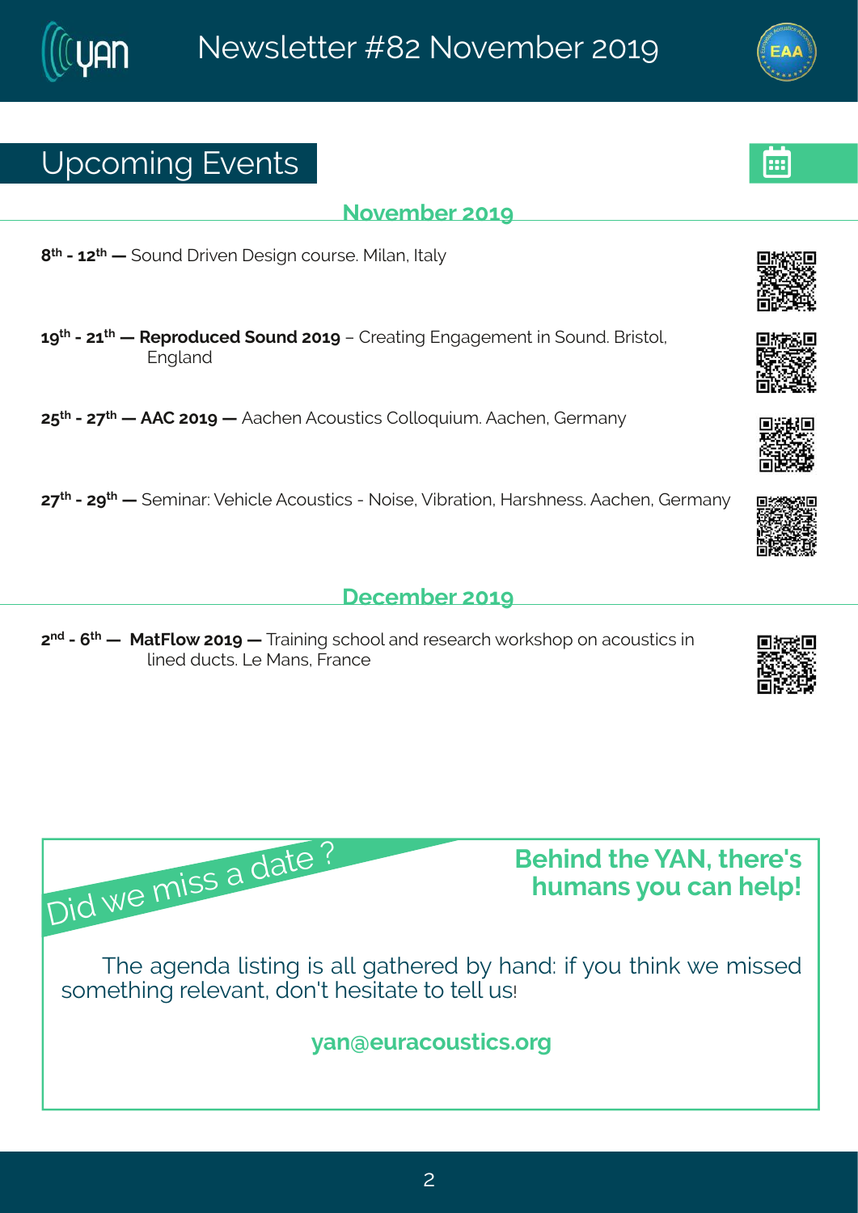Newsletter #82 November 2019

## Upcoming Events

### November 2019

**8th - 12th —** Sound Driven Design course. Milan, Italy

**19th - 21th — Reproduced Sound 2019** – Creating Engagement in Sound. Bristol, England

**25th - 27th — AAC 2019 —** Aachen Acoustics Colloquium. Aachen, Germany

**27th - 29th —** Seminar: Vehicle Acoustics - Noise, Vibration, Harshness. Aachen, Germany

### December 2019

**2nd - 6th — MatFlow 2019 —** Training school and research workshop on acoustics in lined ducts. Le Mans, France

Did we miss a date ?

**Behind the YAN, there's humans you can help!**

The agenda listing is all gathered by hand: if you think we missed something relevant, don't hesitate to tell us!

**yan@euracoustics.org**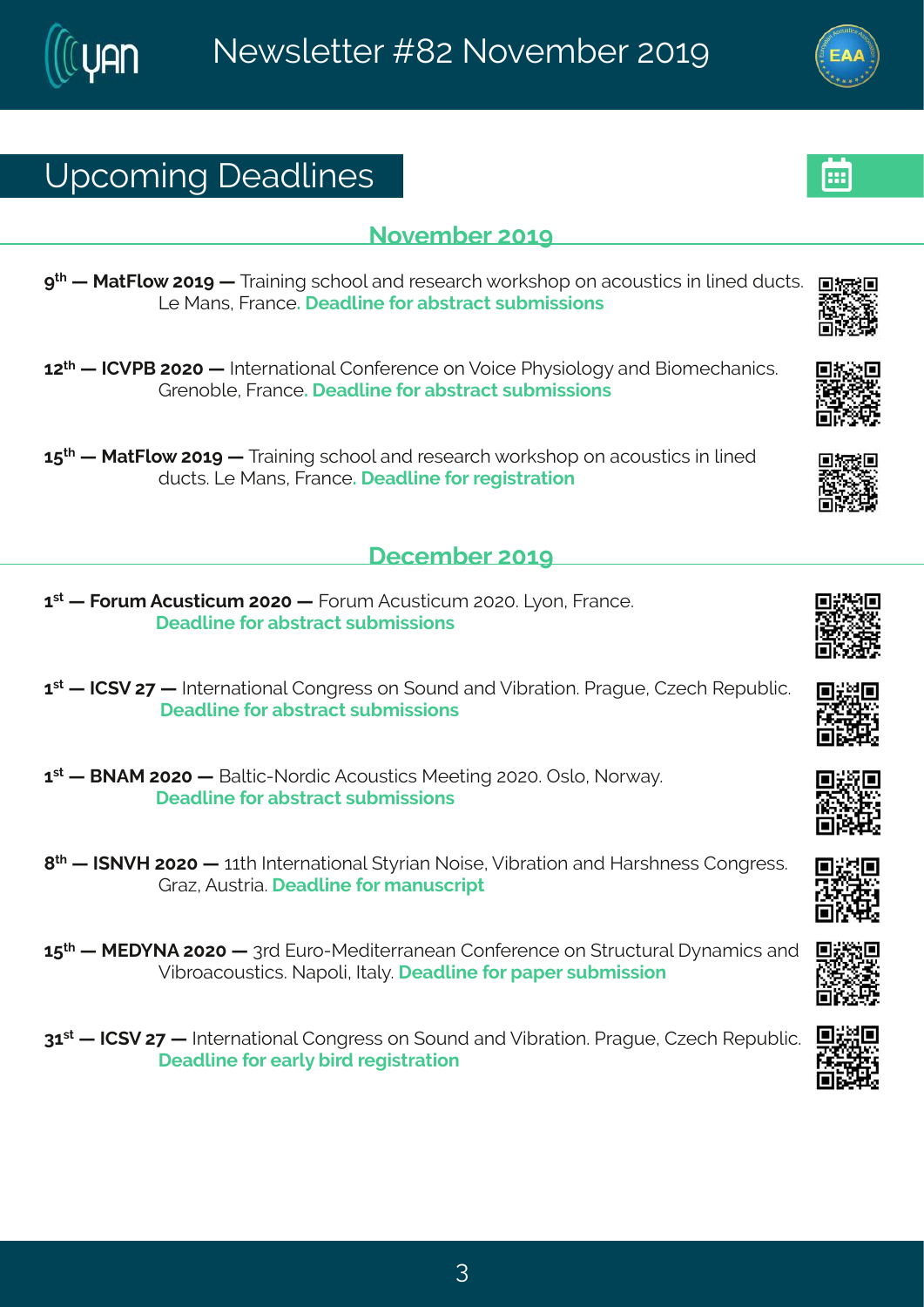# Upcoming Deadlines

## November 2019

9th — **MatFlow 2019 —** Training school and research workshop on acoustics in lined ducts. Le Mans, France. **Deadline for abstract submissions**

12th — **ICVPB 2020 —** International Conference on Voice Physiology and Biomechanics. Grenoble, France. **Deadline for abstract submissions**

15th — **MatFlow 2019 —** Training school and research workshop on acoustics in lined ducts. Le Mans, France. **Deadline for registration**

## December 2019

1st — **Forum Acusticum 2020 —** Forum Acusticum 2020. Lyon, France. **Deadline for abstract submissions**

1st — **ICSV 27 —** International Congress on Sound and Vibration. Prague, Czech Republic. **Deadline for abstract submissions**

1st — **BNAM 2020 —** Baltic-Nordic Acoustics Meeting 2020. Oslo, Norway. **Deadline for abstract submissions**

8th — **ISNVH 2020 —** 11th International Styrian Noise, Vibration and Harshness Congress. Graz, Austria. **Deadline for manuscript**

15th — **MEDYNA 2020 —** 3rd Euro-Mediterranean Conference on Structural Dynamics and Vibroacoustics. Napoli, Italy. **Deadline for paper submission**

31st — **ICSV 27 —** International Congress on Sound and Vibration. Prague, Czech Republic. **Deadline for early bird registration**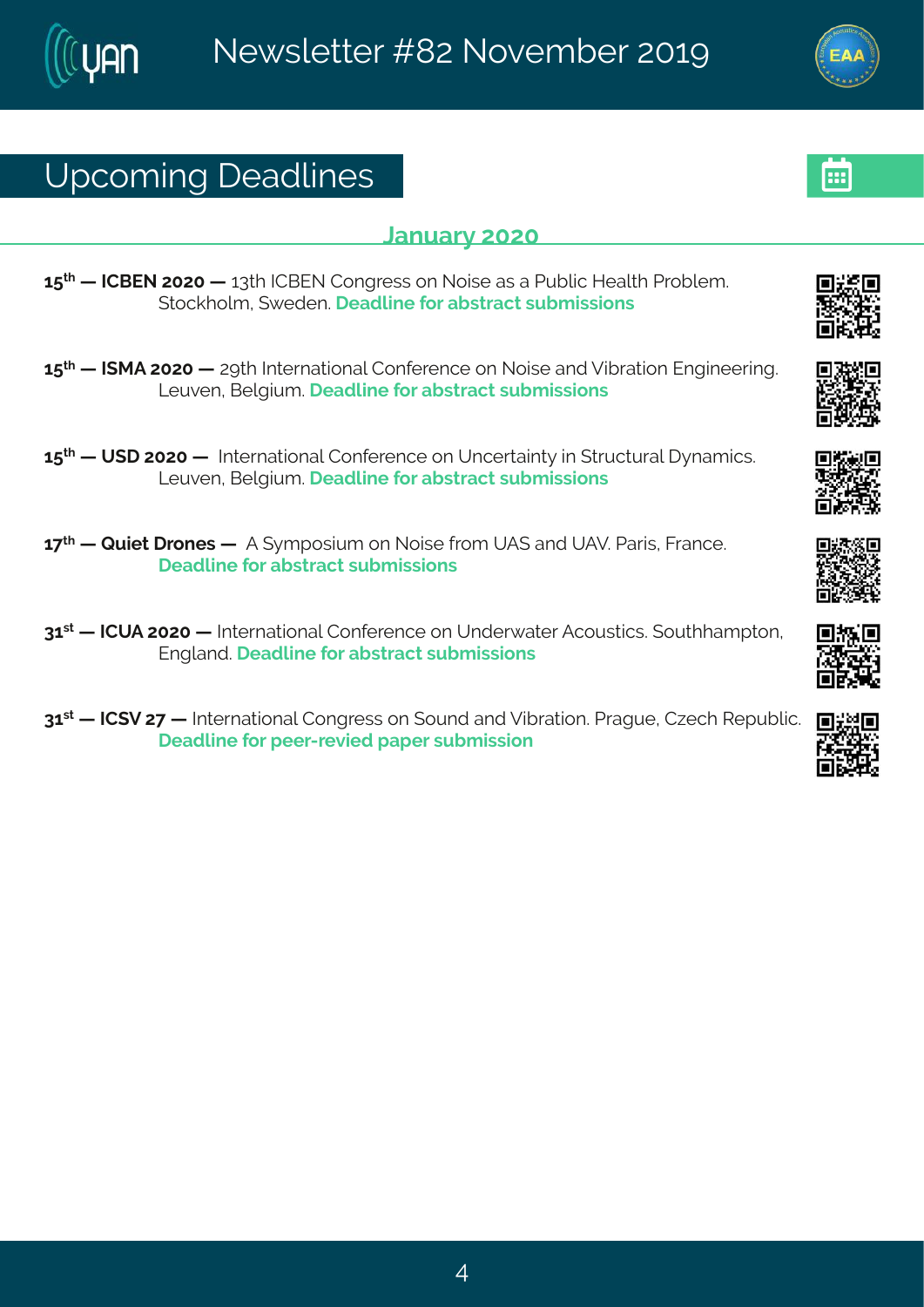## Upcoming Deadlines

### January 2020

**15th — ICBEN 2020 —** 13th ICBEN Congress on Noise as a Public Health Problem. Stockholm, Sweden. **Deadline for abstract submissions**

**15th — ISMA 2020 —** 29th International Conference on Noise and Vibration Engineering. Leuven, Belgium. **Deadline for abstract submissions**

**15th — USD 2020 —** International Conference on Uncertainty in Structural Dynamics. Leuven, Belgium. **Deadline for abstract submissions**

**17th — Quiet Drones —** A Symposium on Noise from UAS and UAV. Paris, France. **Deadline for abstract submissions**

**31st — ICUA 2020 —** International Conference on Underwater Acoustics. Southhampton, England. **Deadline for abstract submissions**

**31st — ICSV 27 —** International Congress on Sound and Vibration. Prague, Czech Republic. **Deadline for peer-revied paper submission**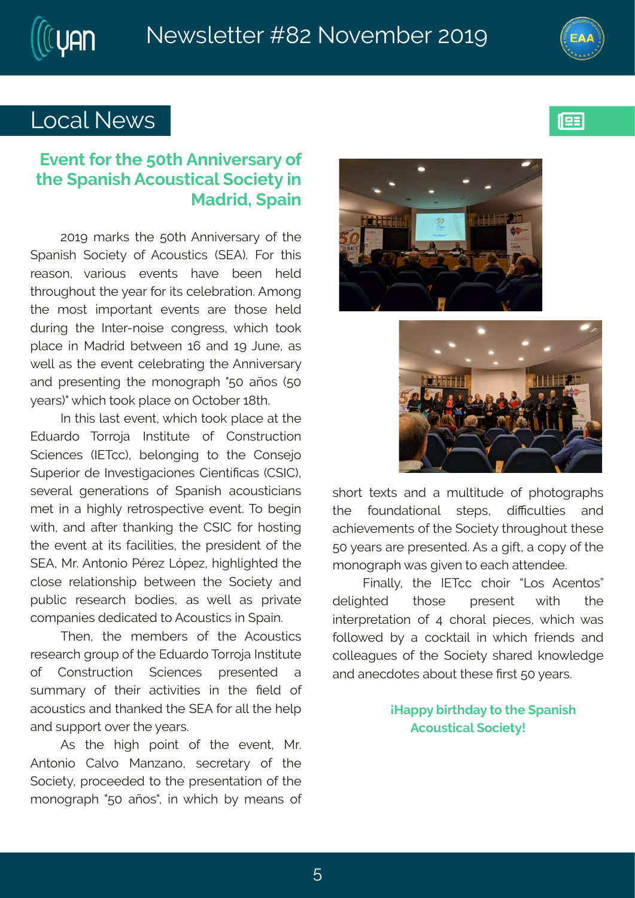## Local News

### Event for the 50th Anniversary of the Spanish Acoustical Society in Madrid, Spain

2019 marks the 50th Anniversary of the Spanish Society of Acoustics (SEA). For this reason, various events have been held throughout the year for its celebration. Among the most important events are those held during the Inter-noise congress, which took place in Madrid between 16 and 19 June, as well as the event celebrating the Anniversary and presenting the monograph "50 años (50 years)" which took place on October 18th.

In this last event, which took place at the Eduardo Torroja Institute of Construction Sciences (IETcc), belonging to the Consejo Superior de Investigaciones Científicas (CSIC), several generations of Spanish acousticians met in a highly retrospective event. To begin with, and after thanking the CSIC for hosting the event at its facilities, the president of the SEA, Mr. Antonio Pérez López, highlighted the close relationship between the Society and public research bodies, as well as private companies dedicated to Acoustics in Spain.

Then, the members of the Acoustics research group of the Eduardo Torroja Institute of Construction Sciences presented a summary of their activities in the field of acoustics and thanked the SEA for all the help and support over the years.

As the high point of the event, Mr. Antonio Calvo Manzano, secretary of the Society, proceeded to the presentation of the monograph "50 años", in which by means of short texts and a multitude of photographs the foundational steps, difficulties and achievements of the Society throughout these 50 years are presented. As a gift, a copy of the monograph was given to each attendee.

Finally, the IETcc choir "Los Acentos" delighted those present with the interpretation of 4 choral pieces, which was followed by a cocktail in which friends and colleagues of the Society shared knowledge and anecdotes about these first 50 years.

**¡Happy birthday to the Spanish Acoustical Society!**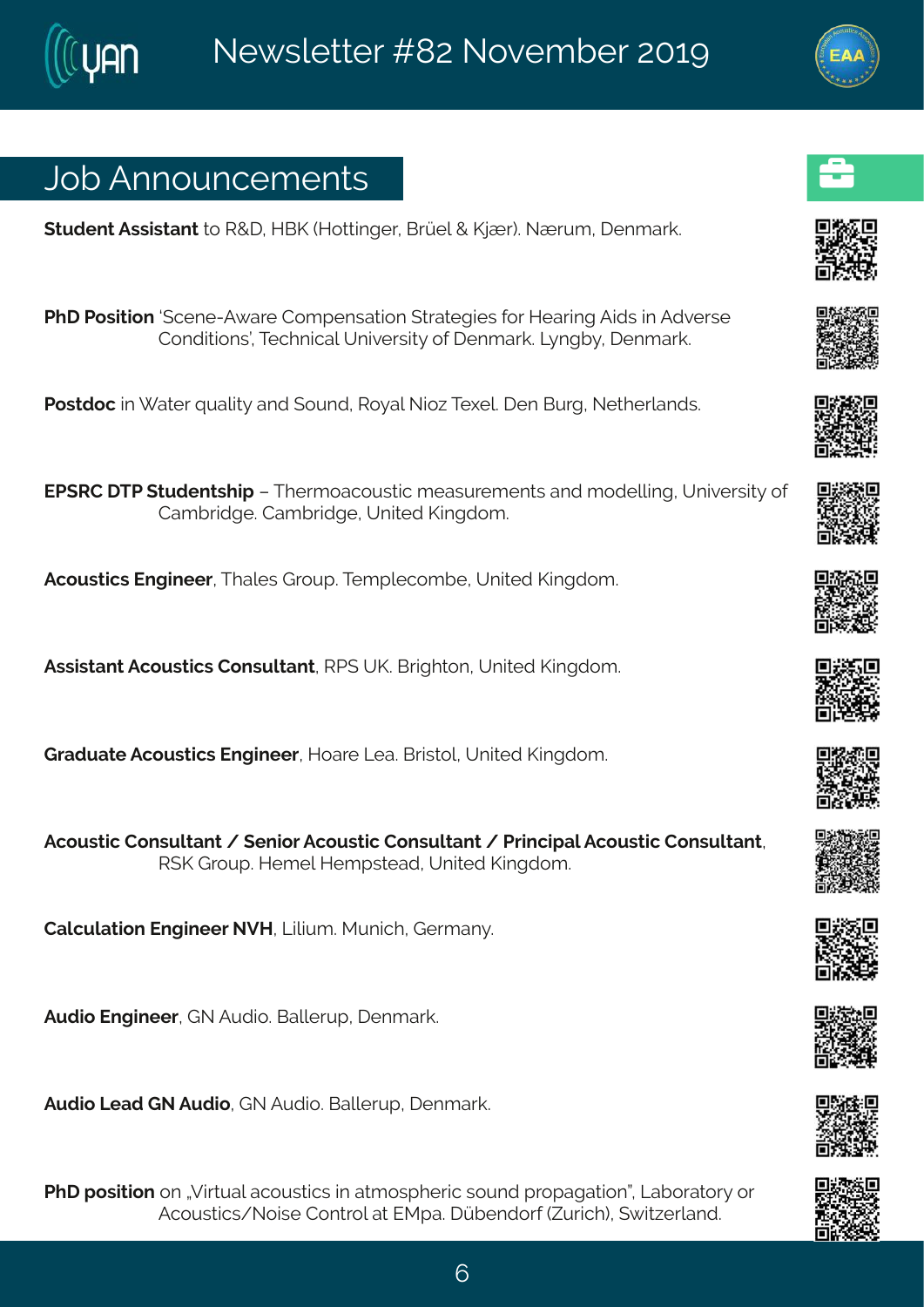## Job Announcements

**Student Assistant** to R&D, HBK (Hottinger, Brüel & Kjær). Nærum, Denmark.

**PhD Position** 'Scene-Aware Compensation Strategies for Hearing Aids in Adverse Conditions', Technical University of Denmark. Lyngby, Denmark.

**Postdoc** in Water quality and Sound, Royal Nioz Texel. Den Burg, Netherlands.

**EPSRC DTP Studentship** – Thermoacoustic measurements and modelling, University of Cambridge. Cambridge, United Kingdom.

**Acoustics Engineer**, Thales Group. Templecombe, United Kingdom.

**Assistant Acoustics Consultant**, RPS UK. Brighton, United Kingdom.

**Graduate Acoustics Engineer**, Hoare Lea. Bristol, United Kingdom.

**Acoustic Consultant / Senior Acoustic Consultant / Principal Acoustic Consultant**, RSK Group. Hemel Hempstead, United Kingdom.

**Calculation Engineer NVH**, Lilium. Munich, Germany.

**Audio Engineer**, GN Audio. Ballerup, Denmark.

**Audio Lead GN Audio**, GN Audio. Ballerup, Denmark.

**PhD position** on „Virtual acoustics in atmospheric sound propagation", Laboratory or Acoustics/Noise Control at EMpa. Dübendorf (Zurich), Switzerland.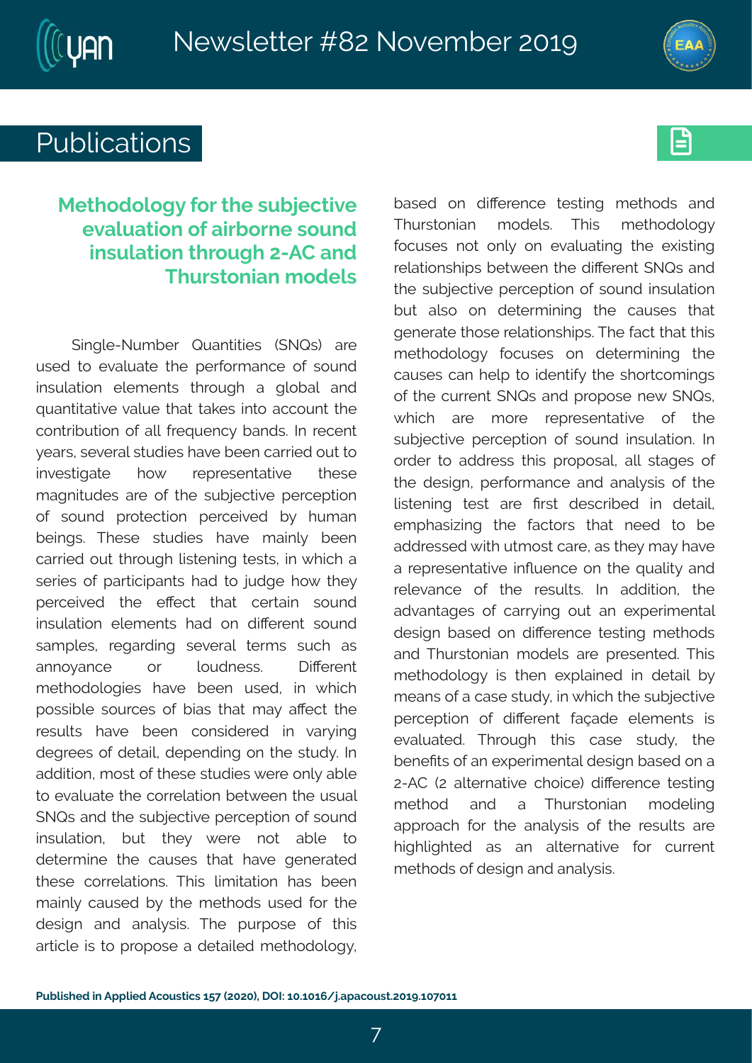# Publications

## Methodology for the subjective evaluation of airborne sound insulation through 2-AC and Thurstonian models

Single-Number Quantities (SNQs) are used to evaluate the performance of sound insulation elements through a global and quantitative value that takes into account the contribution of all frequency bands. In recent years, several studies have been carried out to investigate how representative these magnitudes are of the subjective perception of sound protection perceived by human beings. These studies have mainly been carried out through listening tests, in which a series of participants had to judge how they perceived the effect that certain sound insulation elements had on different sound samples, regarding several terms such as annoyance or loudness. Different methodologies have been used, in which possible sources of bias that may affect the results have been considered in varying degrees of detail, depending on the study. In addition, most of these studies were only able to evaluate the correlation between the usual SNQs and the subjective perception of sound insulation, but they were not able to determine the causes that have generated these correlations. This limitation has been mainly caused by the methods used for the design and analysis. The purpose of this article is to propose a detailed methodology, based on difference testing methods and Thurstonian models. This methodology focuses not only on evaluating the existing relationships between the different SNQs and the subjective perception of sound insulation but also on determining the causes that generate those relationships. The fact that this methodology focuses on determining the causes can help to identify the shortcomings of the current SNQs and propose new SNQs, which are more representative of the subjective perception of sound insulation. In order to address this proposal, all stages of the design, performance and analysis of the listening test are first described in detail, emphasizing the factors that need to be addressed with utmost care, as they may have a representative influence on the quality and relevance of the results. In addition, the advantages of carrying out an experimental design based on difference testing methods and Thurstonian models are presented. This methodology is then explained in detail by means of a case study, in which the subjective perception of different façade elements is evaluated. Through this case study, the benefits of an experimental design based on a 2-AC (2 alternative choice) difference testing method and a Thurstonian modeling approach for the analysis of the results are highlighted as an alternative for current methods of design and analysis.

**Published in Applied Acoustics 157 (2020), DOI: 10.1016/j.apacoust.2019.107011**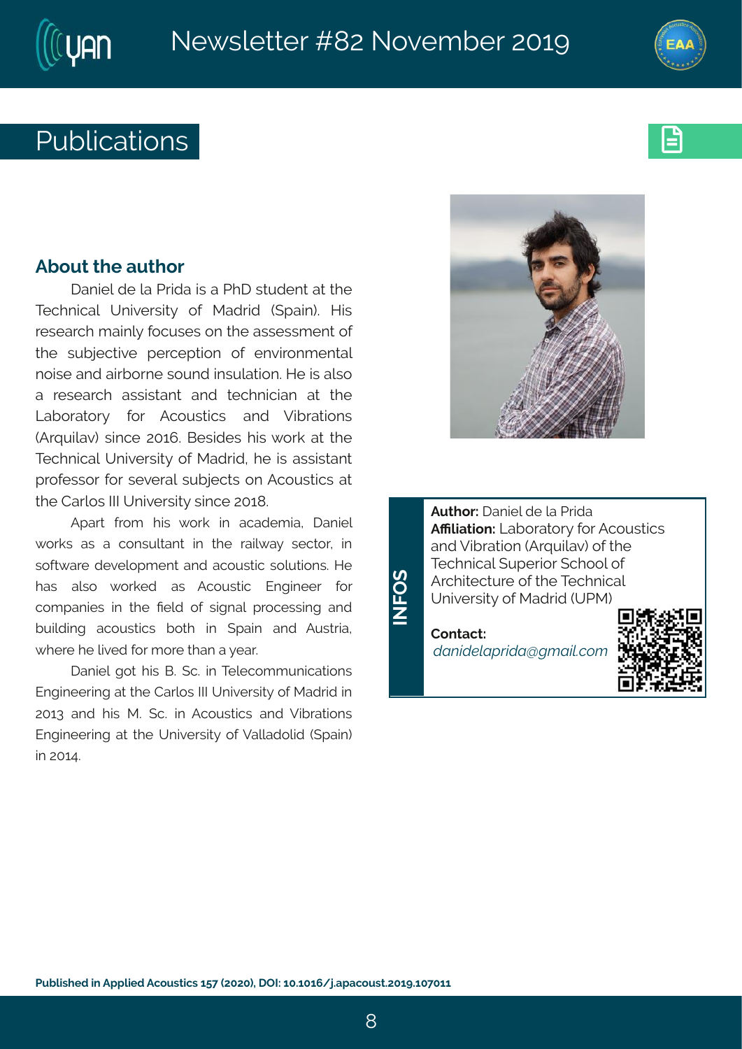# Publications

## About the author

Daniel de la Prida is a PhD student at the Technical University of Madrid (Spain). His research mainly focuses on the assessment of the subjective perception of environmental noise and airborne sound insulation. He is also a research assistant and technician at the Laboratory for Acoustics and Vibrations (Arquilav) since 2016. Besides his work at the Technical University of Madrid, he is assistant professor for several subjects on Acoustics at the Carlos III University since 2018.

Apart from his work in academia, Daniel works as a consultant in the railway sector, in software development and acoustic solutions. He has also worked as Acoustic Engineer for companies in the field of signal processing and building acoustics both in Spain and Austria, where he lived for more than a year.

Daniel got his B. Sc. in Telecommunications Engineering at the Carlos III University of Madrid in 2013 and his M. Sc. in Acoustics and Vibrations Engineering at the University of Valladolid (Spain) in 2014.

**INFOS**

**Author:** Daniel de la Prida
**Affiliation:** Laboratory for Acoustics and Vibration (Arquilav) of the Technical Superior School of Architecture of the Technical University of Madrid (UPM)

**Contact:**
*danidelaprida@gmail.com*

**Published in Applied Acoustics 157 (2020), DOI: 10.1016/j.apacoust.2019.107011**